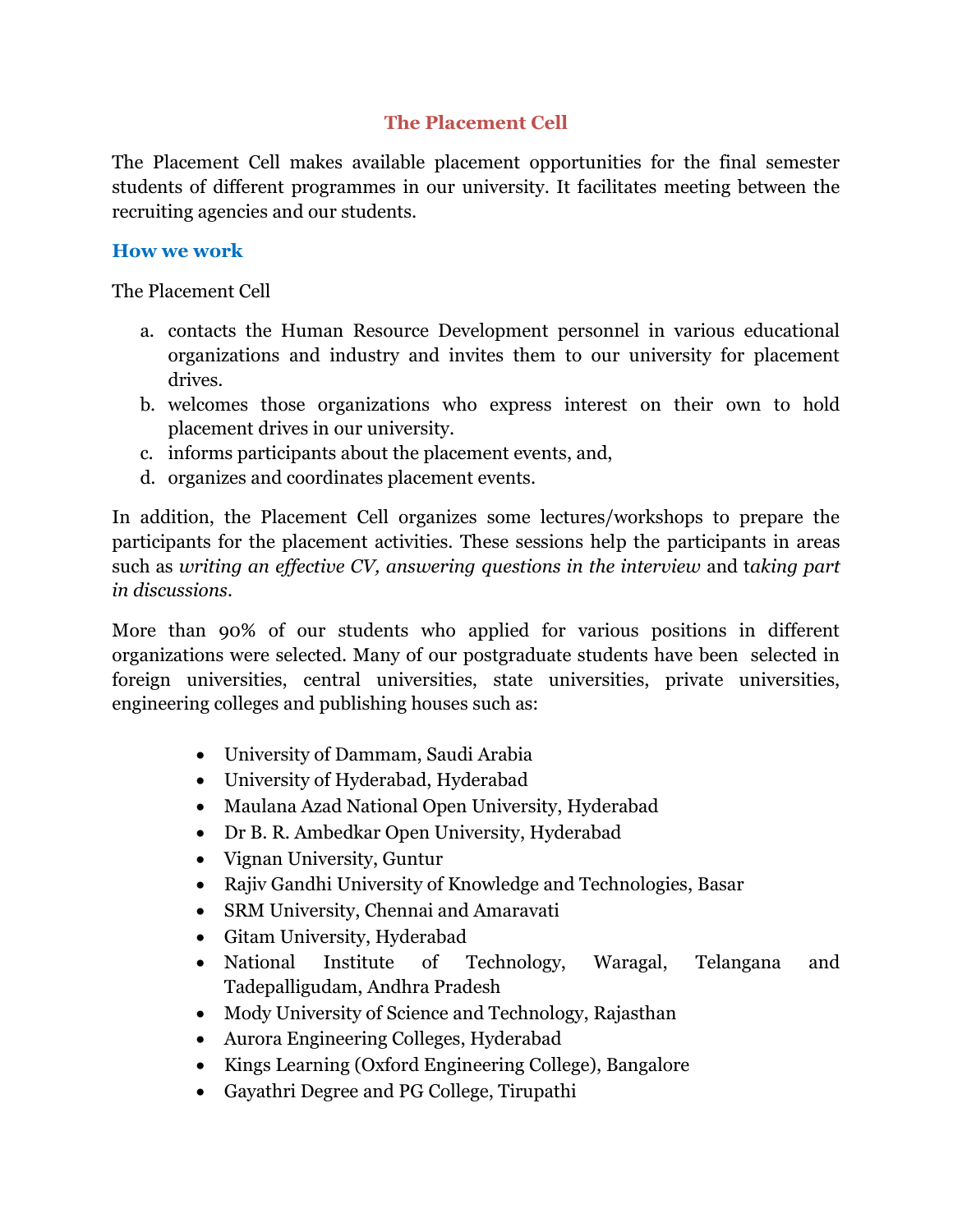# The Placement Cell

The Placement Cell makes available placement opportunities for the final semester students of different programmes in our university. It facilitates meeting between the recruiting agencies and our students.

## How we work

The Placement Cell

a. contacts the Human Resource Development personnel in various educational organizations and industry and invites them to our university for placement drives.
b. welcomes those organizations who express interest on their own to hold placement drives in our university.
c. informs participants about the placement events, and,
d. organizes and coordinates placement events.

In addition, the Placement Cell organizes some lectures/workshops to prepare the participants for the placement activities. These sessions help the participants in areas such as *writing an effective CV, answering questions in the interview* and t*aking part in discussions*.

More than 90% of our students who applied for various positions in different organizations were selected. Many of our postgraduate students have been selected in foreign universities, central universities, state universities, private universities, engineering colleges and publishing houses such as:

- University of Dammam, Saudi Arabia
- University of Hyderabad, Hyderabad
- Maulana Azad National Open University, Hyderabad
- Dr B. R. Ambedkar Open University, Hyderabad
- Vignan University, Guntur
- Rajiv Gandhi University of Knowledge and Technologies, Basar
- SRM University, Chennai and Amaravati
- Gitam University, Hyderabad
- National Institute of Technology, Waragal, Telangana and Tadepalligudam, Andhra Pradesh
- Mody University of Science and Technology, Rajasthan
- Aurora Engineering Colleges, Hyderabad
- Kings Learning (Oxford Engineering College), Bangalore
- Gayathri Degree and PG College, Tirupathi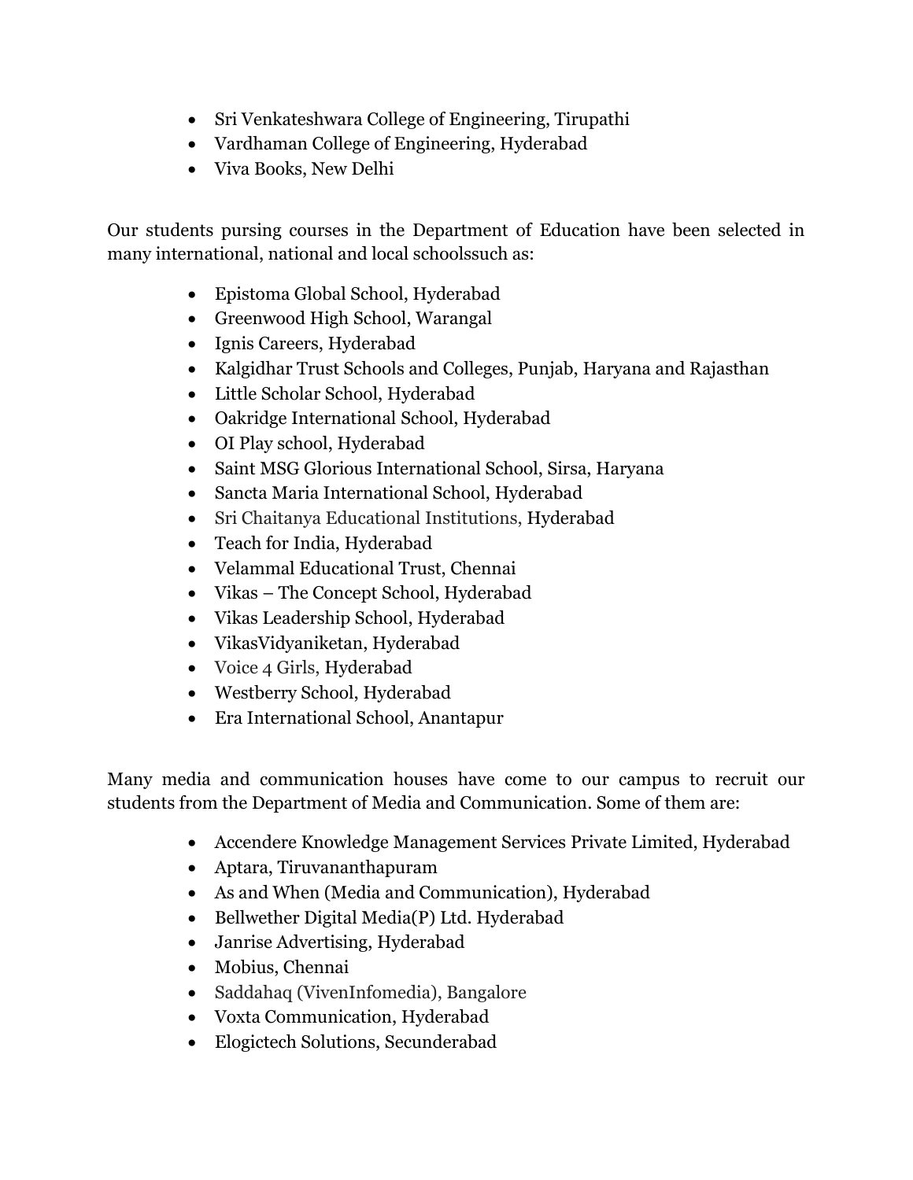- Sri Venkateshwara College of Engineering, Tirupathi
- Vardhaman College of Engineering, Hyderabad
- Viva Books, New Delhi

Our students pursing courses in the Department of Education have been selected in many international, national and local schoolssuch as:

- Epistoma Global School, Hyderabad
- Greenwood High School, Warangal
- Ignis Careers, Hyderabad
- Kalgidhar Trust Schools and Colleges, Punjab, Haryana and Rajasthan
- Little Scholar School, Hyderabad
- Oakridge International School, Hyderabad
- OI Play school, Hyderabad
- Saint MSG Glorious International School, Sirsa, Haryana
- Sancta Maria International School, Hyderabad
- Sri Chaitanya Educational Institutions, Hyderabad
- Teach for India, Hyderabad
- Velammal Educational Trust, Chennai
- Vikas – The Concept School, Hyderabad
- Vikas Leadership School, Hyderabad
- VikasVidyaniketan, Hyderabad
- Voice 4 Girls, Hyderabad
- Westberry School, Hyderabad
- Era International School, Anantapur

Many media and communication houses have come to our campus to recruit our students from the Department of Media and Communication. Some of them are:

- Accendere Knowledge Management Services Private Limited, Hyderabad
- Aptara, Tiruvananthapuram
- As and When (Media and Communication), Hyderabad
- Bellwether Digital Media(P) Ltd. Hyderabad
- Janrise Advertising, Hyderabad
- Mobius, Chennai
- Saddahaq (VivenInfomedia), Bangalore
- Voxta Communication, Hyderabad
- Elogictech Solutions, Secunderabad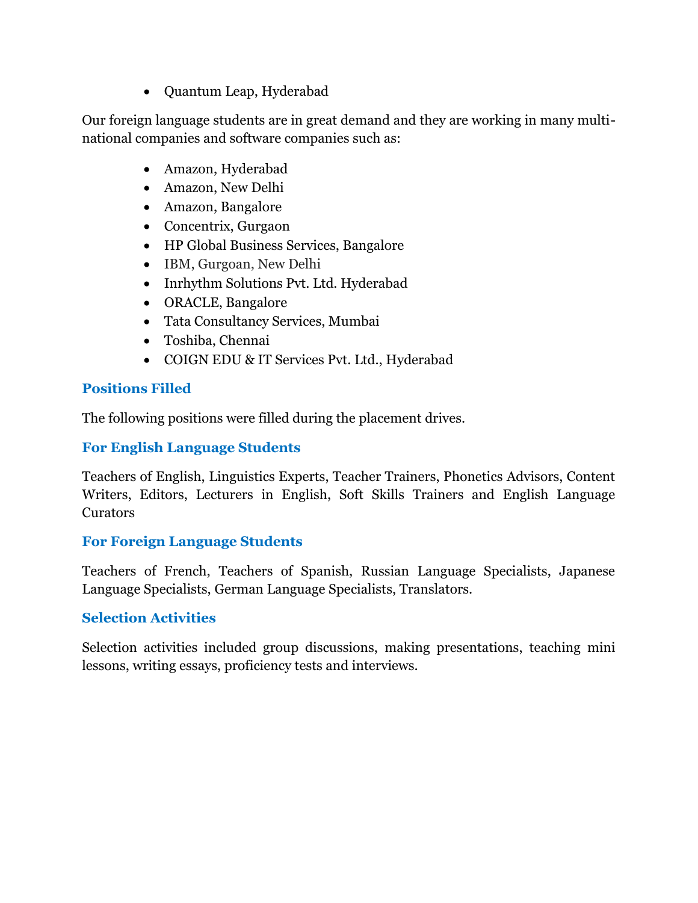- Quantum Leap, Hyderabad

Our foreign language students are in great demand and they are working in many multi-national companies and software companies such as:

- Amazon, Hyderabad
- Amazon, New Delhi
- Amazon, Bangalore
- Concentrix, Gurgaon
- HP Global Business Services, Bangalore
- IBM, Gurgoan, New Delhi
- Inrhythm Solutions Pvt. Ltd. Hyderabad
- ORACLE, Bangalore
- Tata Consultancy Services, Mumbai
- Toshiba, Chennai
- COIGN EDU & IT Services Pvt. Ltd., Hyderabad

### Positions Filled

The following positions were filled during the placement drives.

### For English Language Students

Teachers of English, Linguistics Experts, Teacher Trainers, Phonetics Advisors, Content Writers, Editors, Lecturers in English, Soft Skills Trainers and English Language Curators

### For Foreign Language Students

Teachers of French, Teachers of Spanish, Russian Language Specialists, Japanese Language Specialists, German Language Specialists, Translators.

### Selection Activities

Selection activities included group discussions, making presentations, teaching mini lessons, writing essays, proficiency tests and interviews.